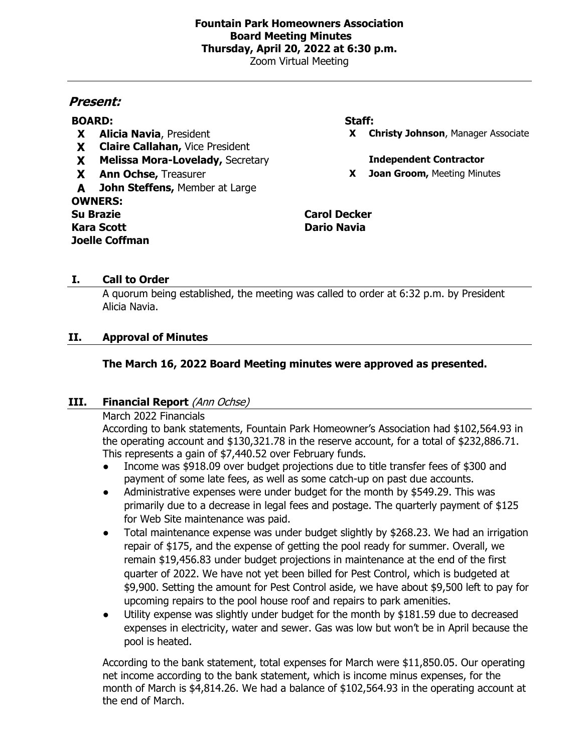# Fountain Park Homeowners Association
## Board Meeting Minutes
### Thursday, April 20, 2022 at 6:30 p.m.

Zoom Virtual Meeting

---

## *Present:*

**BOARD:**

- **X** **Alicia Navia**, President
- **X** **Claire Callahan,** Vice President
- **X** **Melissa Mora-Lovelady,** Secretary
- **X** **Ann Ochse,** Treasurer
- **A** **John Steffens,** Member at Large

**Staff:**

- **X** **Christy Johnson**, Manager Associate

**Independent Contractor**

- **X** **Joan Groom,** Meeting Minutes

**OWNERS:**

**Su Brazie**
**Kara Scott**
**Joelle Coffman**
**Carol Decker**
**Dario Navia**

## I. Call to Order

A quorum being established, the meeting was called to order at 6:32 p.m. by President Alicia Navia.

## II. Approval of Minutes

**The March 16, 2022 Board Meeting minutes were approved as presented.**

## III. Financial Report *(Ann Ochse)*

March 2022 Financials

According to bank statements, Fountain Park Homeowner's Association had $102,564.93 in the operating account and $130,321.78 in the reserve account, for a total of $232,886.71. This represents a gain of $7,440.52 over February funds.

- Income was $918.09 over budget projections due to title transfer fees of $300 and payment of some late fees, as well as some catch-up on past due accounts.
- Administrative expenses were under budget for the month by $549.29. This was primarily due to a decrease in legal fees and postage. The quarterly payment of $125 for Web Site maintenance was paid.
- Total maintenance expense was under budget slightly by $268.23. We had an irrigation repair of $175, and the expense of getting the pool ready for summer. Overall, we remain $19,456.83 under budget projections in maintenance at the end of the first quarter of 2022. We have not yet been billed for Pest Control, which is budgeted at $9,900. Setting the amount for Pest Control aside, we have about $9,500 left to pay for upcoming repairs to the pool house roof and repairs to park amenities.
- Utility expense was slightly under budget for the month by $181.59 due to decreased expenses in electricity, water and sewer. Gas was low but won't be in April because the pool is heated.

According to the bank statement, total expenses for March were $11,850.05. Our operating net income according to the bank statement, which is income minus expenses, for the month of March is $4,814.26. We had a balance of $102,564.93 in the operating account at the end of March.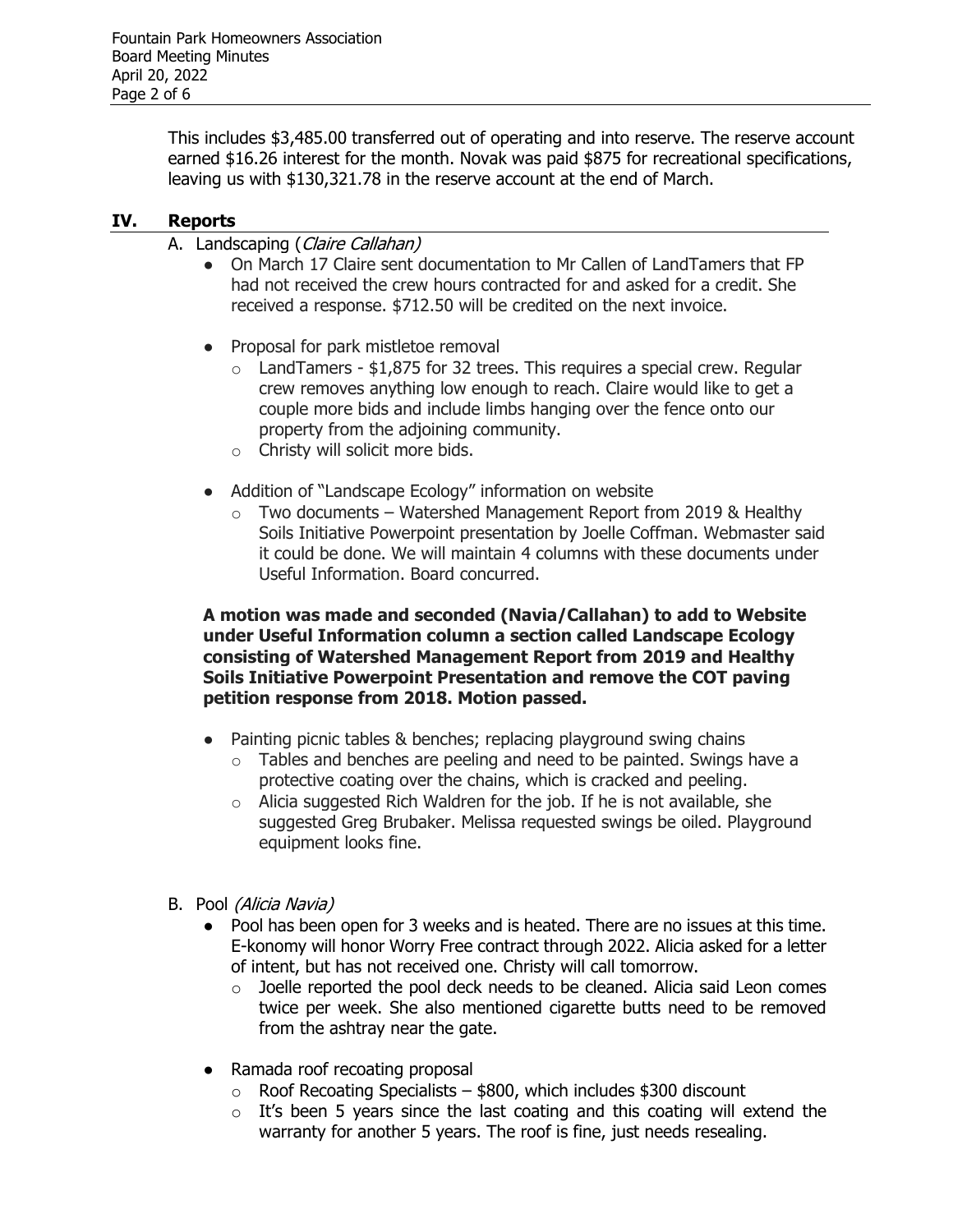This includes $3,485.00 transferred out of operating and into reserve. The reserve account earned $16.26 interest for the month. Novak was paid $875 for recreational specifications, leaving us with $130,321.78 in the reserve account at the end of March.

## IV. Reports

A. Landscaping (*Claire Callahan*)

- On March 17 Claire sent documentation to Mr Callen of LandTamers that FP had not received the crew hours contracted for and asked for a credit. She received a response. $712.50 will be credited on the next invoice.

- Proposal for park mistletoe removal
  - LandTamers - $1,875 for 32 trees. This requires a special crew. Regular crew removes anything low enough to reach. Claire would like to get a couple more bids and include limbs hanging over the fence onto our property from the adjoining community.
  - Christy will solicit more bids.

- Addition of "Landscape Ecology" information on website
  - Two documents – Watershed Management Report from 2019 & Healthy Soils Initiative Powerpoint presentation by Joelle Coffman. Webmaster said it could be done. We will maintain 4 columns with these documents under Useful Information. Board concurred.

**A motion was made and seconded (Navia/Callahan) to add to Website under Useful Information column a section called Landscape Ecology consisting of Watershed Management Report from 2019 and Healthy Soils Initiative Powerpoint Presentation and remove the COT paving petition response from 2018. Motion passed.**

- Painting picnic tables & benches; replacing playground swing chains
  - Tables and benches are peeling and need to be painted. Swings have a protective coating over the chains, which is cracked and peeling.
  - Alicia suggested Rich Waldren for the job. If he is not available, she suggested Greg Brubaker. Melissa requested swings be oiled. Playground equipment looks fine.

B. Pool *(Alicia Navia)*

- Pool has been open for 3 weeks and is heated. There are no issues at this time. E-konomy will honor Worry Free contract through 2022. Alicia asked for a letter of intent, but has not received one. Christy will call tomorrow.
  - Joelle reported the pool deck needs to be cleaned. Alicia said Leon comes twice per week. She also mentioned cigarette butts need to be removed from the ashtray near the gate.

- Ramada roof recoating proposal
  - Roof Recoating Specialists – $800, which includes $300 discount
  - It's been 5 years since the last coating and this coating will extend the warranty for another 5 years. The roof is fine, just needs resealing.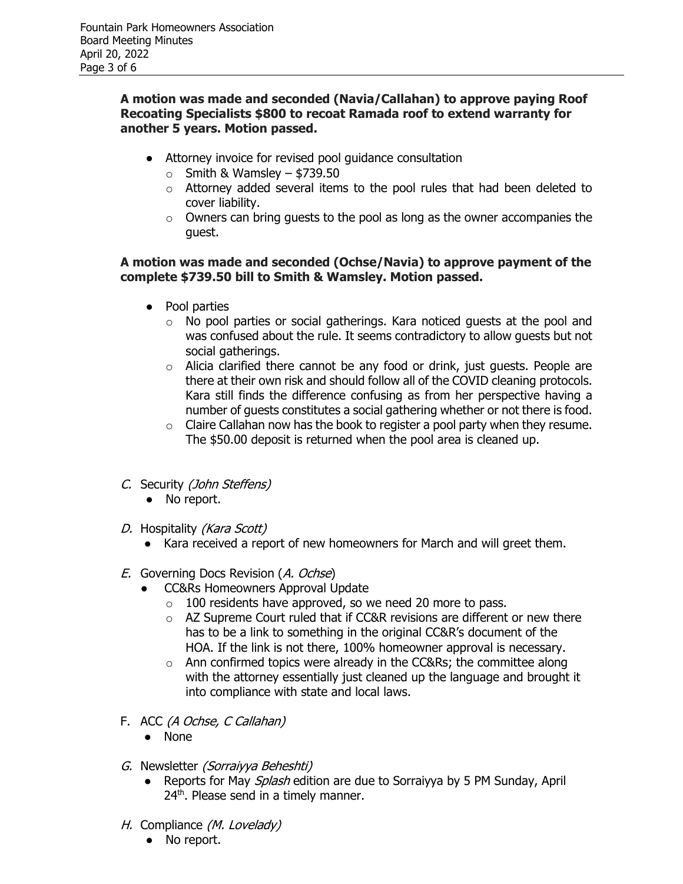**A motion was made and seconded (Navia/Callahan) to approve paying Roof Recoating Specialists $800 to recoat Ramada roof to extend warranty for another 5 years. Motion passed.**

- Attorney invoice for revised pool guidance consultation
  - Smith & Wamsley – $739.50
  - Attorney added several items to the pool rules that had been deleted to cover liability.
  - Owners can bring guests to the pool as long as the owner accompanies the guest.

**A motion was made and seconded (Ochse/Navia) to approve payment of the complete $739.50 bill to Smith & Wamsley. Motion passed.**

- Pool parties
  - No pool parties or social gatherings. Kara noticed guests at the pool and was confused about the rule. It seems contradictory to allow guests but not social gatherings.
  - Alicia clarified there cannot be any food or drink, just guests. People are there at their own risk and should follow all of the COVID cleaning protocols. Kara still finds the difference confusing as from her perspective having a number of guests constitutes a social gathering whether or not there is food.
  - Claire Callahan now has the book to register a pool party when they resume. The $50.00 deposit is returned when the pool area is cleaned up.

*C.* Security *(John Steffens)*

- No report.

*D.* Hospitality *(Kara Scott)*

- Kara received a report of new homeowners for March and will greet them.

*E.* Governing Docs Revision (*A. Ochse*)

- CC&Rs Homeowners Approval Update
  - 100 residents have approved, so we need 20 more to pass.
  - AZ Supreme Court ruled that if CC&R revisions are different or new there has to be a link to something in the original CC&R's document of the HOA. If the link is not there, 100% homeowner approval is necessary.
  - Ann confirmed topics were already in the CC&Rs; the committee along with the attorney essentially just cleaned up the language and brought it into compliance with state and local laws.

F. ACC *(A Ochse, C Callahan)*

- None

*G.* Newsletter *(Sorraiyya Beheshti)*

- Reports for May *Splash* edition are due to Sorraiyya by 5 PM Sunday, April 24th. Please send in a timely manner.

*H.* Compliance *(M. Lovelady)*

- No report.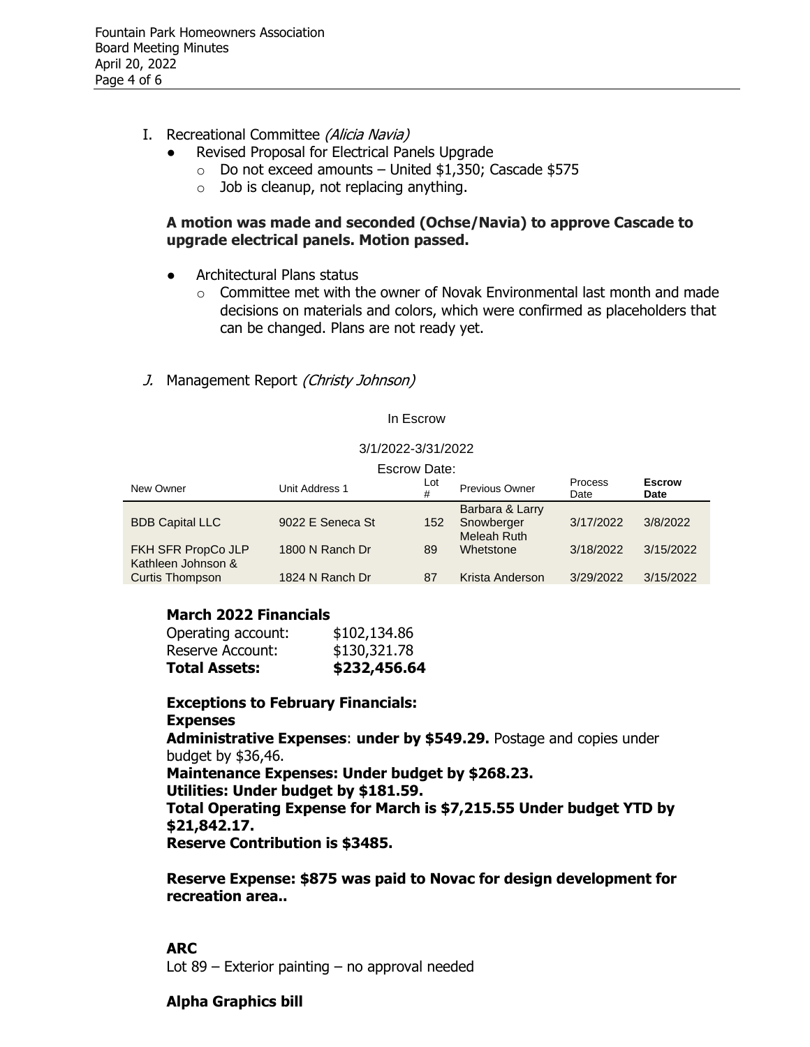I. Recreational Committee *(Alicia Navia)*
   - Revised Proposal for Electrical Panels Upgrade
     - Do not exceed amounts – United $1,350; Cascade $575
     - Job is cleanup, not replacing anything.

   **A motion was made and seconded (Ochse/Navia) to approve Cascade to upgrade electrical panels. Motion passed.**

   - Architectural Plans status
     - Committee met with the owner of Novak Environmental last month and made decisions on materials and colors, which were confirmed as placeholders that can be changed. Plans are not ready yet.

*J.* Management Report *(Christy Johnson)*

In Escrow

3/1/2022-3/31/2022

Escrow Date:

| New Owner | Unit Address 1 | Lot # | Previous Owner | Process Date | **Escrow Date** |
|---|---|---|---|---|---|
| BDB Capital LLC | 9022 E Seneca St | 152 | Barbara & Larry Snowberger | 3/17/2022 | 3/8/2022 |
| FKH SFR PropCo JLP | 1800 N Ranch Dr | 89 | Meleah Ruth Whetstone | 3/18/2022 | 3/15/2022 |
| Kathleen Johnson & Curtis Thompson | 1824 N Ranch Dr | 87 | Krista Anderson | 3/29/2022 | 3/15/2022 |

**March 2022 Financials**

| | |
|---|---|
| Operating account: | $102,134.86 |
| Reserve Account: | $130,321.78 |
| **Total Assets:** | **$232,456.64** |

**Exceptions to February Financials:**
**Expenses**
**Administrative Expenses**: **under by $549.29.** Postage and copies under budget by $36,46.
**Maintenance Expenses: Under budget by $268.23.**
**Utilities: Under budget by $181.59.**
**Total Operating Expense for March is $7,215.55 Under budget YTD by $21,842.17.**
**Reserve Contribution is $3485.**

**Reserve Expense: $875 was paid to Novac for design development for recreation area..**

**ARC**
Lot 89 – Exterior painting – no approval needed

**Alpha Graphics bill**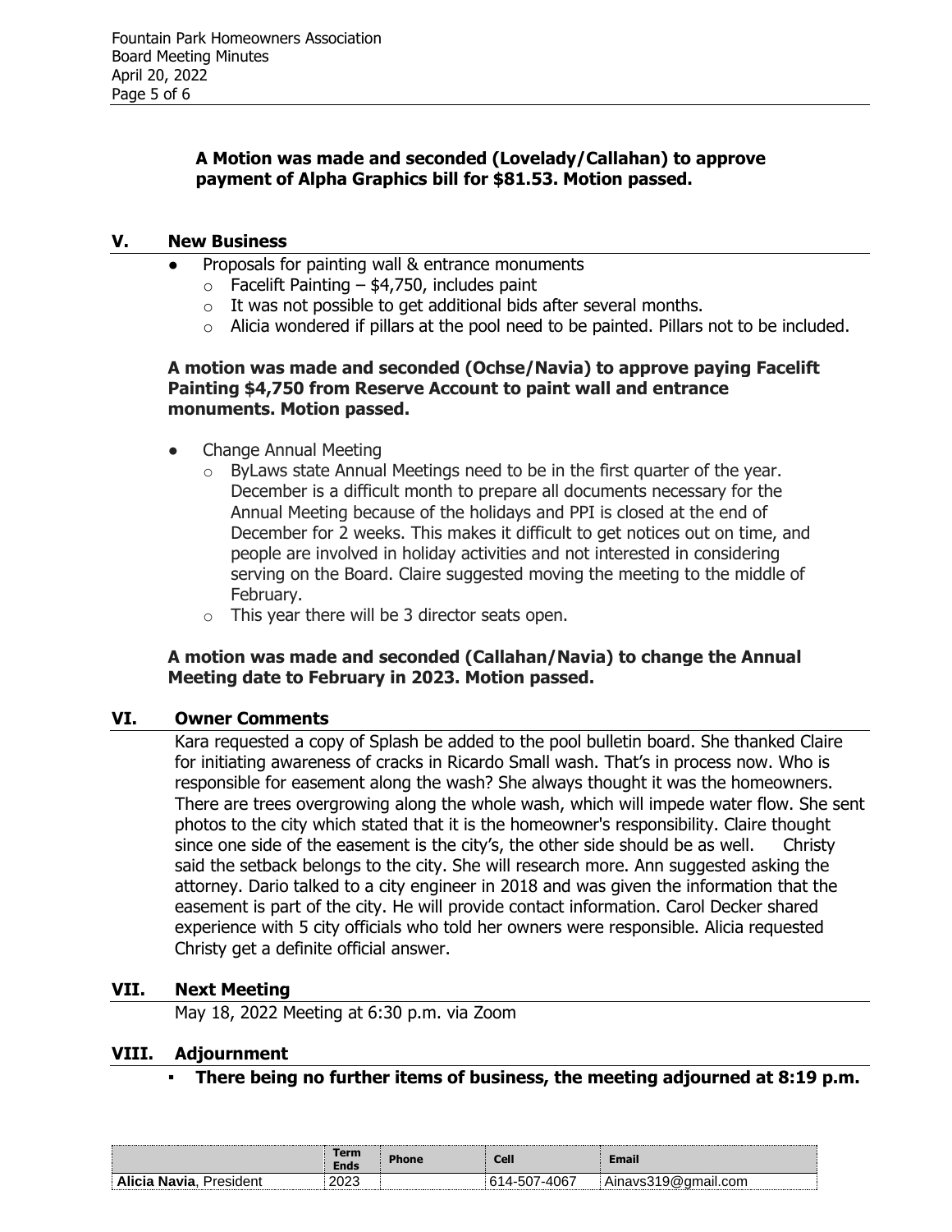**A Motion was made and seconded (Lovelady/Callahan) to approve payment of Alpha Graphics bill for $81.53. Motion passed.**

## V. New Business

- Proposals for painting wall & entrance monuments
  - Facelift Painting – $4,750, includes paint
  - It was not possible to get additional bids after several months.
  - Alicia wondered if pillars at the pool need to be painted. Pillars not to be included.

**A motion was made and seconded (Ochse/Navia) to approve paying Facelift Painting $4,750 from Reserve Account to paint wall and entrance monuments. Motion passed.**

- Change Annual Meeting
  - ByLaws state Annual Meetings need to be in the first quarter of the year. December is a difficult month to prepare all documents necessary for the Annual Meeting because of the holidays and PPI is closed at the end of December for 2 weeks. This makes it difficult to get notices out on time, and people are involved in holiday activities and not interested in considering serving on the Board. Claire suggested moving the meeting to the middle of February.
  - This year there will be 3 director seats open.

**A motion was made and seconded (Callahan/Navia) to change the Annual Meeting date to February in 2023. Motion passed.**

## VI. Owner Comments

Kara requested a copy of Splash be added to the pool bulletin board. She thanked Claire for initiating awareness of cracks in Ricardo Small wash. That's in process now. Who is responsible for easement along the wash? She always thought it was the homeowners. There are trees overgrowing along the whole wash, which will impede water flow. She sent photos to the city which stated that it is the homeowner's responsibility. Claire thought since one side of the easement is the city's, the other side should be as well. Christy said the setback belongs to the city. She will research more. Ann suggested asking the attorney. Dario talked to a city engineer in 2018 and was given the information that the easement is part of the city. He will provide contact information. Carol Decker shared experience with 5 city officials who told her owners were responsible. Alicia requested Christy get a definite official answer.

## VII. Next Meeting

May 18, 2022 Meeting at 6:30 p.m. via Zoom

## VIII. Adjournment

- **There being no further items of business, the meeting adjourned at 8:19 p.m.**

| | Term Ends | Phone | Cell | Email |
|---|---|---|---|---|
| **Alicia Navia**, President | 2023 | | 614-507-4067 | Ainavs319@gmail.com |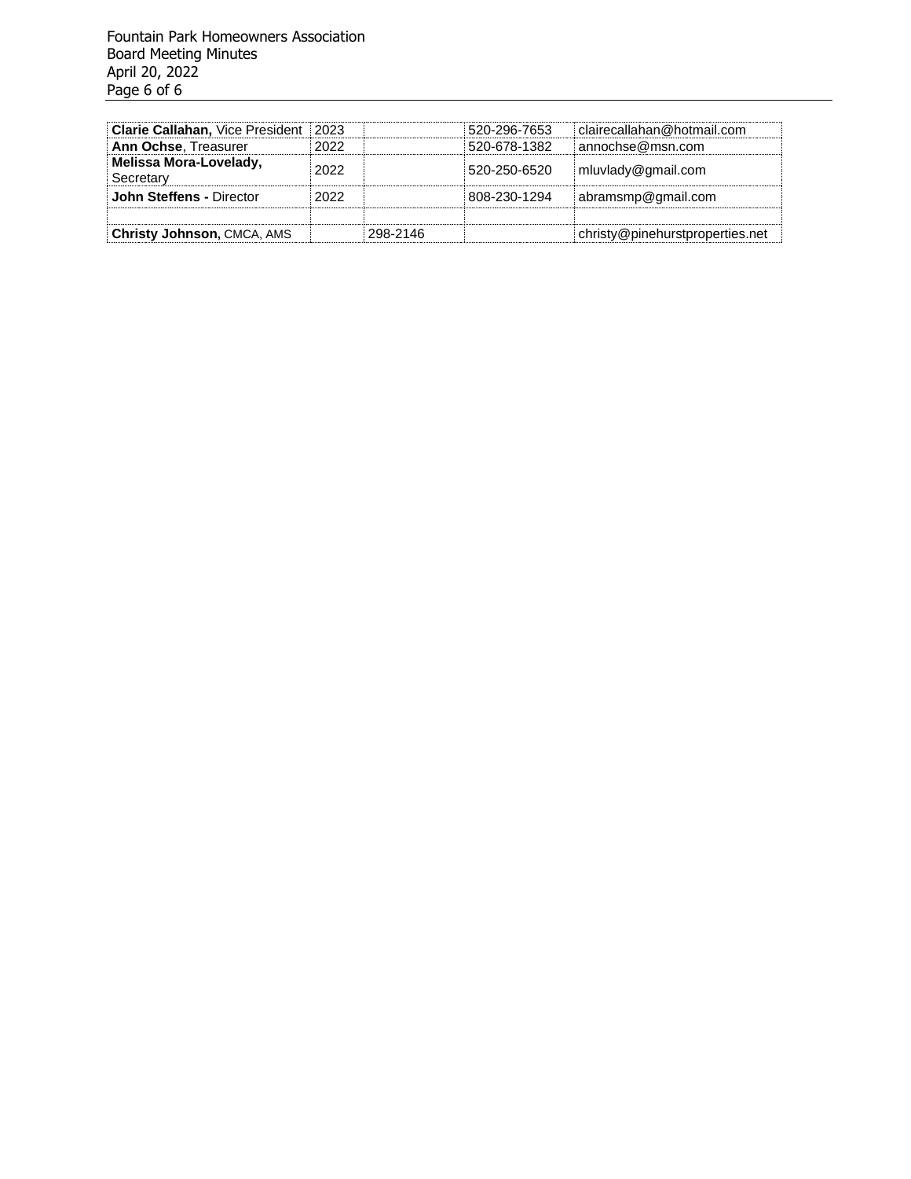| | | | | |
|---|---|---|---|---|
| **Clarie Callahan,** Vice President | 2023 | | 520-296-7653 | clairecallahan@hotmail.com |
| **Ann Ochse**, Treasurer | 2022 | | 520-678-1382 | annochse@msn.com |
| **Melissa Mora-Lovelady,** Secretary | 2022 | | 520-250-6520 | mluvlady@gmail.com |
| **John Steffens -** Director | 2022 | | 808-230-1294 | abramsmp@gmail.com |
| | | | | |
| **Christy Johnson,** CMCA, AMS | | 298-2146 | | christy@pinehurstproperties.net |